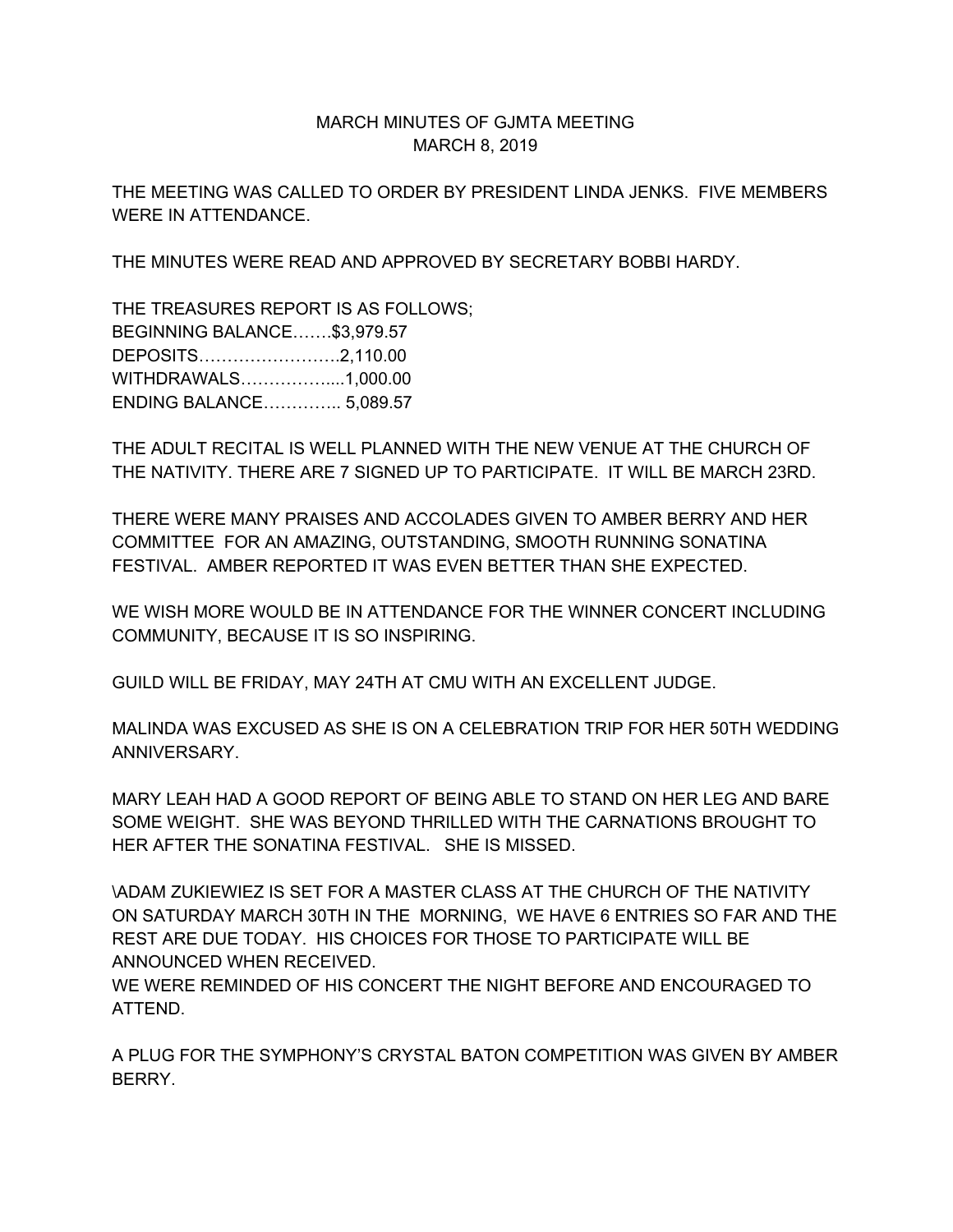MARCH MINUTES OF GJMTA MEETING
MARCH 8, 2019

THE MEETING WAS CALLED TO ORDER BY PRESIDENT LINDA JENKS. FIVE MEMBERS WERE IN ATTENDANCE.

THE MINUTES WERE READ AND APPROVED BY SECRETARY BOBBI HARDY.

THE TREASURES REPORT IS AS FOLLOWS;
BEGINNING BALANCE…….$3,979.57
DEPOSITS…………………….2,110.00
WITHDRAWALS……………....1,000.00
ENDING BALANCE………….. 5,089.57

THE ADULT RECITAL IS WELL PLANNED WITH THE NEW VENUE AT THE CHURCH OF THE NATIVITY. THERE ARE 7 SIGNED UP TO PARTICIPATE. IT WILL BE MARCH 23RD.

THERE WERE MANY PRAISES AND ACCOLADES GIVEN TO AMBER BERRY AND HER COMMITTEE FOR AN AMAZING, OUTSTANDING, SMOOTH RUNNING SONATINA FESTIVAL. AMBER REPORTED IT WAS EVEN BETTER THAN SHE EXPECTED.

WE WISH MORE WOULD BE IN ATTENDANCE FOR THE WINNER CONCERT INCLUDING COMMUNITY, BECAUSE IT IS SO INSPIRING.

GUILD WILL BE FRIDAY, MAY 24TH AT CMU WITH AN EXCELLENT JUDGE.

MALINDA WAS EXCUSED AS SHE IS ON A CELEBRATION TRIP FOR HER 50TH WEDDING ANNIVERSARY.

MARY LEAH HAD A GOOD REPORT OF BEING ABLE TO STAND ON HER LEG AND BARE SOME WEIGHT. SHE WAS BEYOND THRILLED WITH THE CARNATIONS BROUGHT TO HER AFTER THE SONATINA FESTIVAL. SHE IS MISSED.

\ADAM ZUKIEWIEZ IS SET FOR A MASTER CLASS AT THE CHURCH OF THE NATIVITY ON SATURDAY MARCH 30TH IN THE MORNING, WE HAVE 6 ENTRIES SO FAR AND THE REST ARE DUE TODAY. HIS CHOICES FOR THOSE TO PARTICIPATE WILL BE ANNOUNCED WHEN RECEIVED.
WE WERE REMINDED OF HIS CONCERT THE NIGHT BEFORE AND ENCOURAGED TO ATTEND.

A PLUG FOR THE SYMPHONY'S CRYSTAL BATON COMPETITION WAS GIVEN BY AMBER BERRY.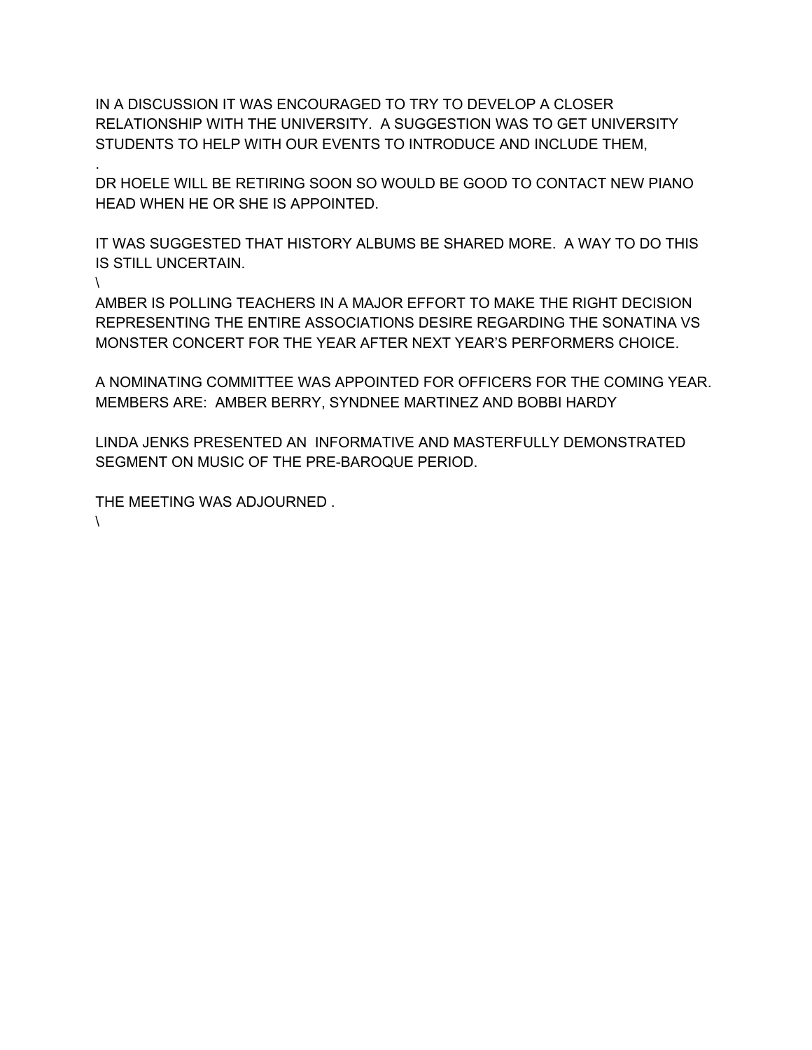IN A DISCUSSION IT WAS ENCOURAGED TO TRY TO DEVELOP A CLOSER RELATIONSHIP WITH THE UNIVERSITY.  A SUGGESTION WAS TO GET UNIVERSITY STUDENTS TO HELP WITH OUR EVENTS TO INTRODUCE AND INCLUDE THEM,

.
DR HOELE WILL BE RETIRING SOON SO WOULD BE GOOD TO CONTACT NEW PIANO HEAD WHEN HE OR SHE IS APPOINTED.

IT WAS SUGGESTED THAT HISTORY ALBUMS BE SHARED MORE.  A WAY TO DO THIS IS STILL UNCERTAIN.

\
AMBER IS POLLING TEACHERS IN A MAJOR EFFORT TO MAKE THE RIGHT DECISION REPRESENTING THE ENTIRE ASSOCIATIONS DESIRE REGARDING THE SONATINA VS MONSTER CONCERT FOR THE YEAR AFTER NEXT YEAR'S PERFORMERS CHOICE.

A NOMINATING COMMITTEE WAS APPOINTED FOR OFFICERS FOR THE COMING YEAR. MEMBERS ARE:  AMBER BERRY, SYNDNEE MARTINEZ AND BOBBI HARDY

LINDA JENKS PRESENTED AN  INFORMATIVE AND MASTERFULLY DEMONSTRATED SEGMENT ON MUSIC OF THE PRE-BAROQUE PERIOD.

THE MEETING WAS ADJOURNED .

\